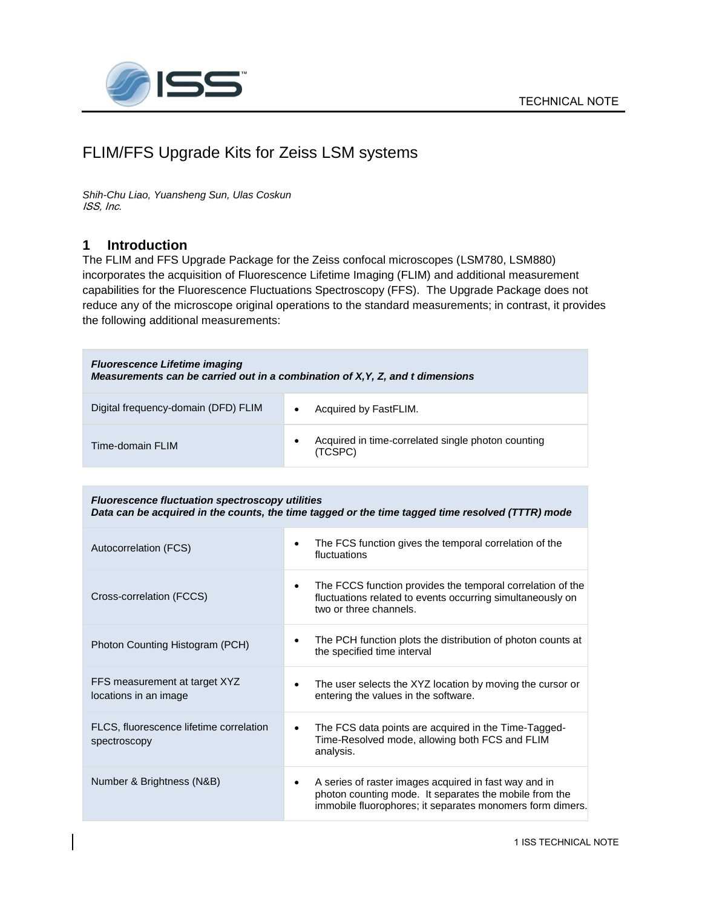# FLIM/FFS Upgrade Kits for Zeiss LSM systems

*Shih-Chu Liao, Yuansheng Sun, Ulas Coskun*
*ISS, Inc.*

## 1 Introduction

The FLIM and FFS Upgrade Package for the Zeiss confocal microscopes (LSM780, LSM880) incorporates the acquisition of Fluorescence Lifetime Imaging (FLIM) and additional measurement capabilities for the Fluorescence Fluctuations Spectroscopy (FFS). The Upgrade Package does not reduce any of the microscope original operations to the standard measurements; in contrast, it provides the following additional measurements:

| ***Fluorescence Lifetime imaging*** ***Measurements can be carried out in a combination of X,Y, Z, and t dimensions*** | |
|---|---|
| Digital frequency-domain (DFD) FLIM | • Acquired by FastFLIM. |
| Time-domain FLIM | • Acquired in time-correlated single photon counting (TCSPC) |

| ***Fluorescence fluctuation spectroscopy utilities*** ***Data can be acquired in the counts, the time tagged or the time tagged time resolved (TTTR) mode*** | |
|---|---|
| Autocorrelation (FCS) | • The FCS function gives the temporal correlation of the fluctuations |
| Cross-correlation (FCCS) | • The FCCS function provides the temporal correlation of the fluctuations related to events occurring simultaneously on two or three channels. |
| Photon Counting Histogram (PCH) | • The PCH function plots the distribution of photon counts at the specified time interval |
| FFS measurement at target XYZ locations in an image | • The user selects the XYZ location by moving the cursor or entering the values in the software. |
| FLCS, fluorescence lifetime correlation spectroscopy | • The FCS data points are acquired in the Time-Tagged-Time-Resolved mode, allowing both FCS and FLIM analysis. |
| Number & Brightness (N&B) | • A series of raster images acquired in fast way and in photon counting mode. It separates the mobile from the immobile fluorophores; it separates monomers form dimers. |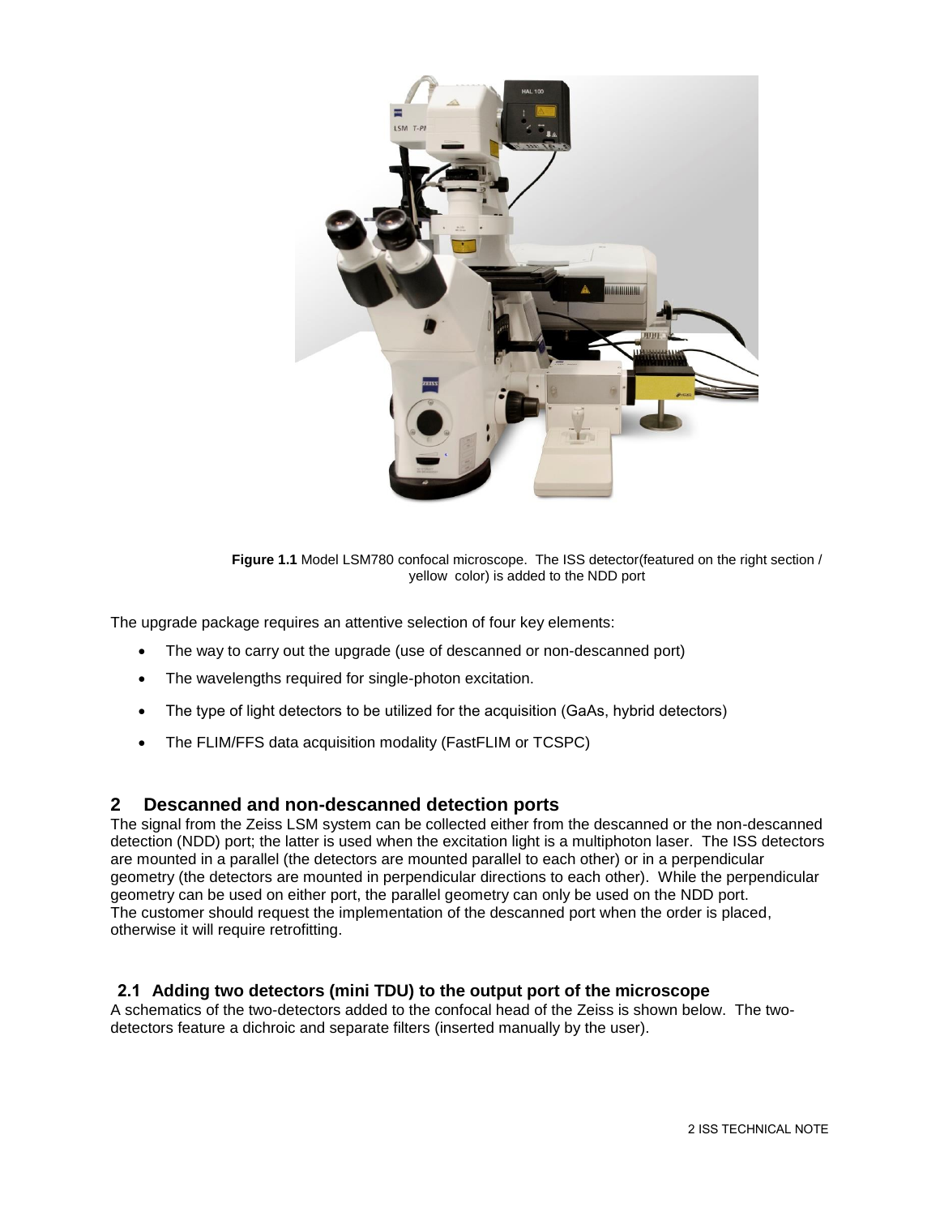**Figure 1.1** Model LSM780 confocal microscope. The ISS detector(featured on the right section / yellow color) is added to the NDD port

The upgrade package requires an attentive selection of four key elements:

- The way to carry out the upgrade (use of descanned or non-descanned port)
- The wavelengths required for single-photon excitation.
- The type of light detectors to be utilized for the acquisition (GaAs, hybrid detectors)
- The FLIM/FFS data acquisition modality (FastFLIM or TCSPC)

## 2 Descanned and non-descanned detection ports

The signal from the Zeiss LSM system can be collected either from the descanned or the non-descanned detection (NDD) port; the latter is used when the excitation light is a multiphoton laser. The ISS detectors are mounted in a parallel (the detectors are mounted parallel to each other) or in a perpendicular geometry (the detectors are mounted in perpendicular directions to each other). While the perpendicular geometry can be used on either port, the parallel geometry can only be used on the NDD port. The customer should request the implementation of the descanned port when the order is placed, otherwise it will require retrofitting.

### 2.1 Adding two detectors (mini TDU) to the output port of the microscope

A schematics of the two-detectors added to the confocal head of the Zeiss is shown below. The two-detectors feature a dichroic and separate filters (inserted manually by the user).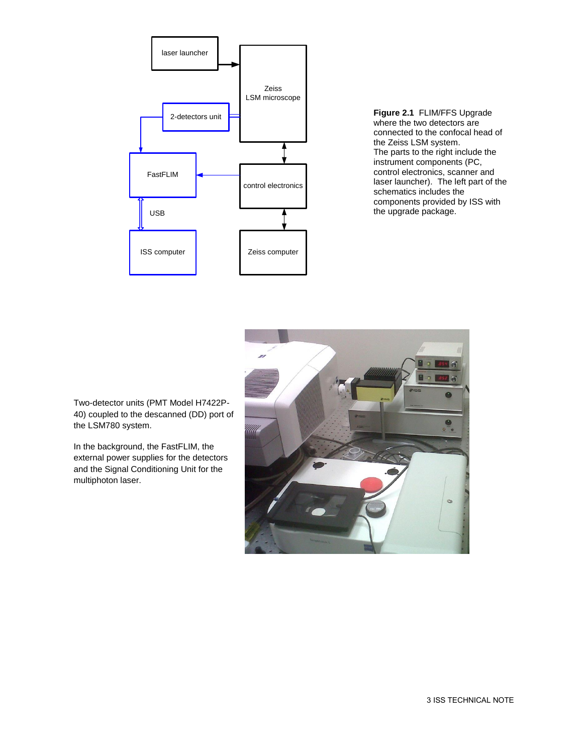**Figure 2.1** FLIM/FFS Upgrade where the two detectors are connected to the confocal head of the Zeiss LSM system.
The parts to the right include the instrument components (PC, control electronics, scanner and laser launcher). The left part of the schematics includes the components provided by ISS with the upgrade package.

Two-detector units (PMT Model H7422P-40) coupled to the descanned (DD) port of the LSM780 system.

In the background, the FastFLIM, the external power supplies for the detectors and the Signal Conditioning Unit for the multiphoton laser.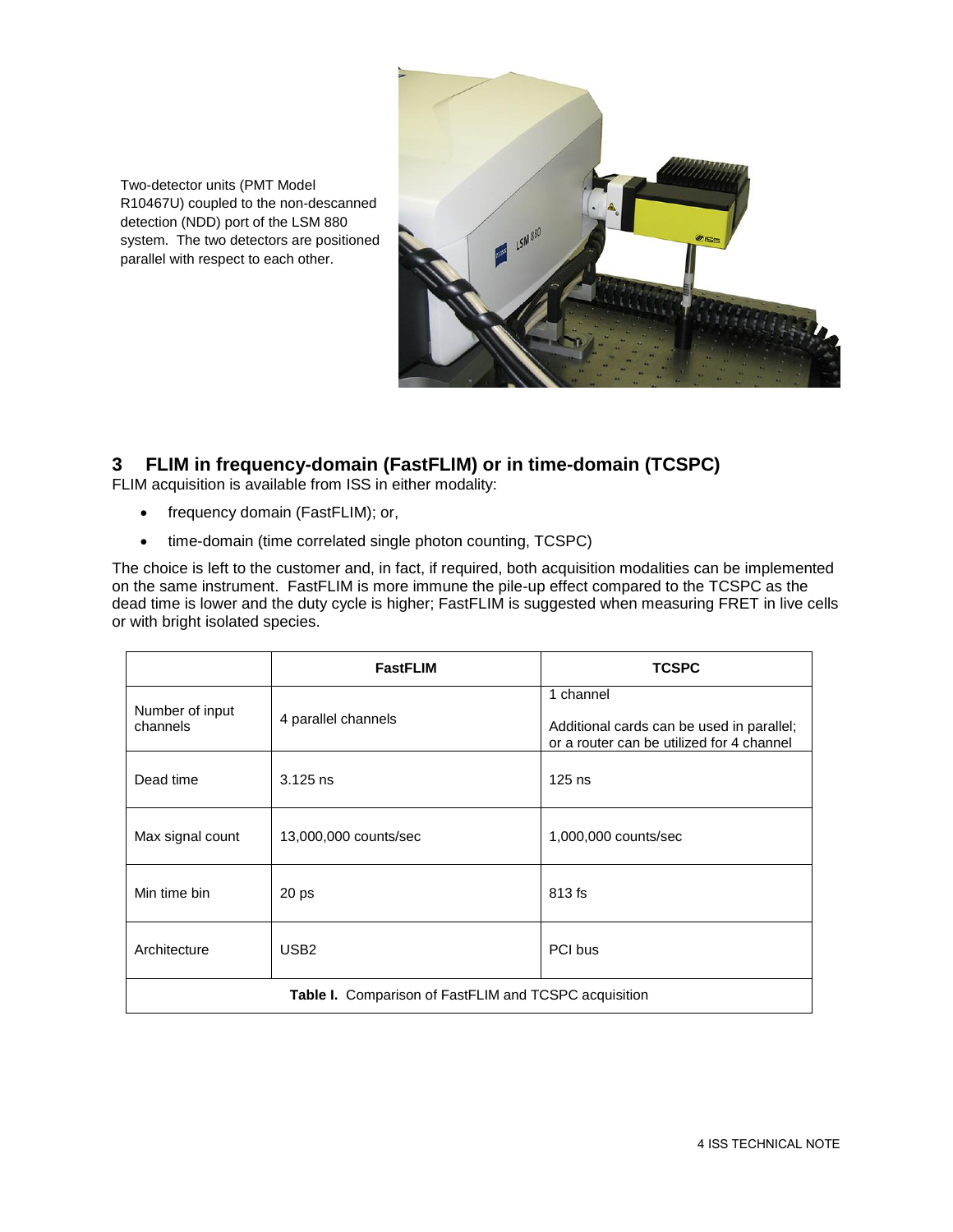Two-detector units (PMT Model R10467U) coupled to the non-descanned detection (NDD) port of the LSM 880 system. The two detectors are positioned parallel with respect to each other.

## 3 FLIM in frequency-domain (FastFLIM) or in time-domain (TCSPC)

FLIM acquisition is available from ISS in either modality:

- frequency domain (FastFLIM); or,
- time-domain (time correlated single photon counting, TCSPC)

The choice is left to the customer and, in fact, if required, both acquisition modalities can be implemented on the same instrument. FastFLIM is more immune the pile-up effect compared to the TCSPC as the dead time is lower and the duty cycle is higher; FastFLIM is suggested when measuring FRET in live cells or with bright isolated species.

| | FastFLIM | TCSPC |
|---|---|---|
| Number of input channels | 4 parallel channels | 1 channel<br><br>Additional cards can be used in parallel; or a router can be utilized for 4 channel |
| Dead time | 3.125 ns | 125 ns |
| Max signal count | 13,000,000 counts/sec | 1,000,000 counts/sec |
| Min time bin | 20 ps | 813 fs |
| Architecture | USB2 | PCI bus |

**Table I.** Comparison of FastFLIM and TCSPC acquisition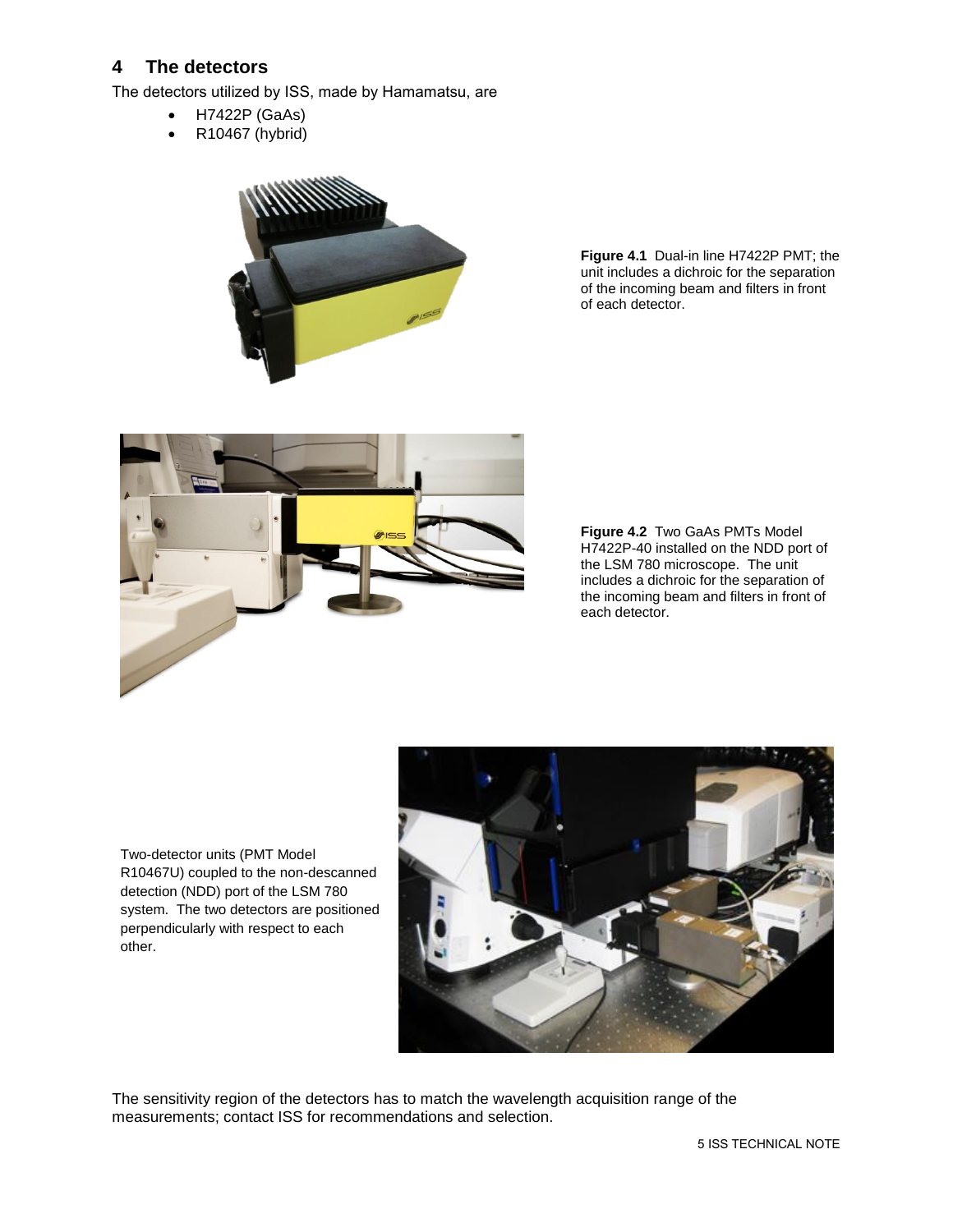## 4 The detectors

The detectors utilized by ISS, made by Hamamatsu, are

- H7422P (GaAs)
- R10467 (hybrid)

**Figure 4.1** Dual-in line H7422P PMT; the unit includes a dichroic for the separation of the incoming beam and filters in front of each detector.

**Figure 4.2** Two GaAs PMTs Model H7422P-40 installed on the NDD port of the LSM 780 microscope. The unit includes a dichroic for the separation of the incoming beam and filters in front of each detector.

Two-detector units (PMT Model R10467U) coupled to the non-descanned detection (NDD) port of the LSM 780 system. The two detectors are positioned perpendicularly with respect to each other.

The sensitivity region of the detectors has to match the wavelength acquisition range of the measurements; contact ISS for recommendations and selection.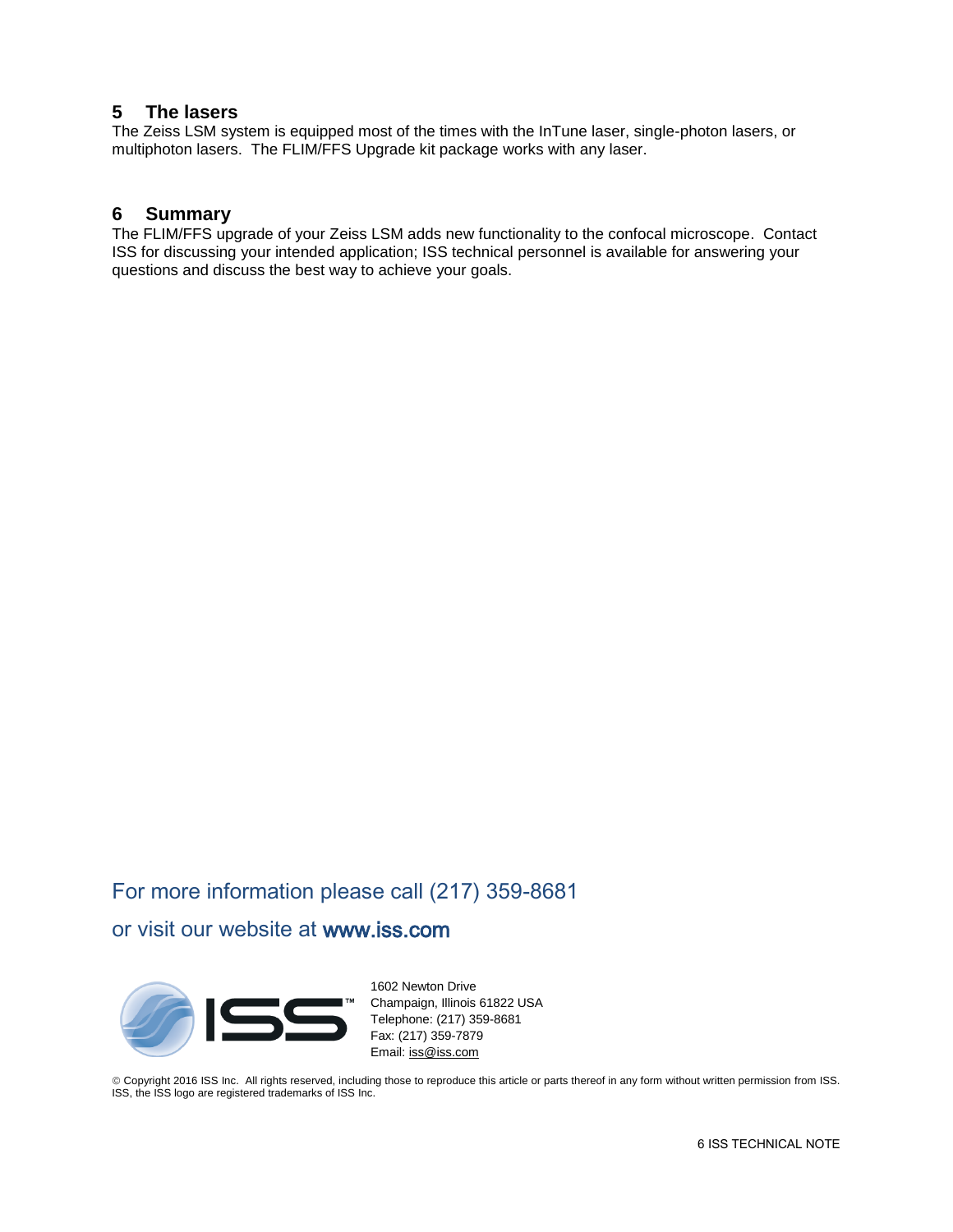## 5 The lasers

The Zeiss LSM system is equipped most of the times with the InTune laser, single-photon lasers, or multiphoton lasers. The FLIM/FFS Upgrade kit package works with any laser.

## 6 Summary

The FLIM/FFS upgrade of your Zeiss LSM adds new functionality to the confocal microscope. Contact ISS for discussing your intended application; ISS technical personnel is available for answering your questions and discuss the best way to achieve your goals.

For more information please call (217) 359-8681

or visit our website at **www.iss.com**

1602 Newton Drive
Champaign, Illinois 61822 USA
Telephone: (217) 359-8681
Fax: (217) 359-7879
Email: iss@iss.com

© Copyright 2016 ISS Inc. All rights reserved, including those to reproduce this article or parts thereof in any form without written permission from ISS. ISS, the ISS logo are registered trademarks of ISS Inc.